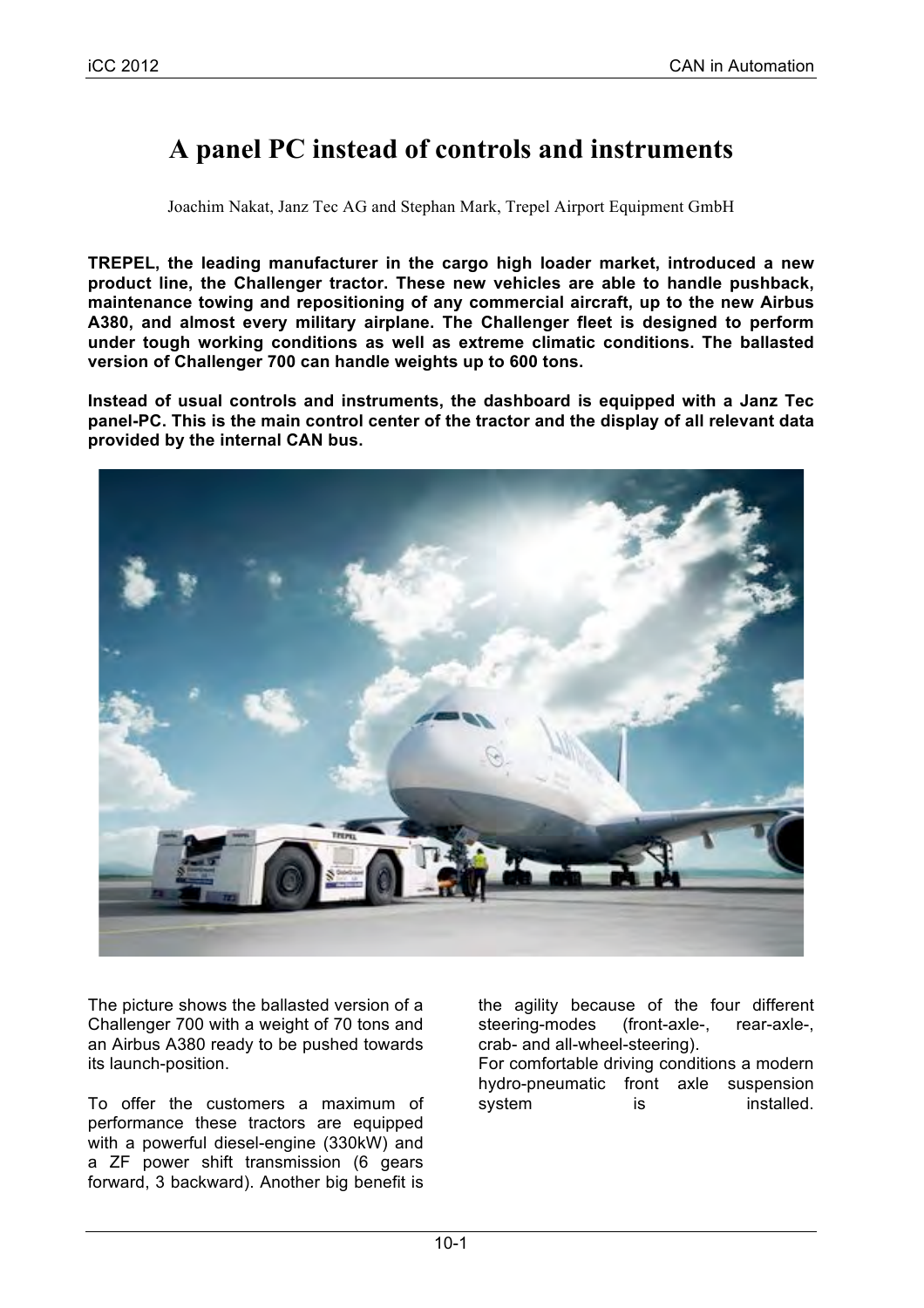# A panel PC instead of controls and instruments

Joachim Nakat, Janz Tec AG and Stephan Mark, Trepel Airport Equipment GmbH

**TREPEL, the leading manufacturer in the cargo high loader market, introduced a new product line, the Challenger tractor. These new vehicles are able to handle pushback, maintenance towing and repositioning of any commercial aircraft, up to the new Airbus A380, and almost every military airplane. The Challenger fleet is designed to perform under tough working conditions as well as extreme climatic conditions. The ballasted version of Challenger 700 can handle weights up to 600 tons.**

**Instead of usual controls and instruments, the dashboard is equipped with a Janz Tec panel-PC. This is the main control center of the tractor and the display of all relevant data provided by the internal CAN bus.**

The picture shows the ballasted version of a Challenger 700 with a weight of 70 tons and an Airbus A380 ready to be pushed towards its launch-position.

To offer the customers a maximum of performance these tractors are equipped with a powerful diesel-engine (330kW) and a ZF power shift transmission (6 gears forward, 3 backward). Another big benefit is the agility because of the four different steering-modes (front-axle-, rear-axle-, crab- and all-wheel-steering).

For comfortable driving conditions a modern hydro-pneumatic front axle suspension system is installed.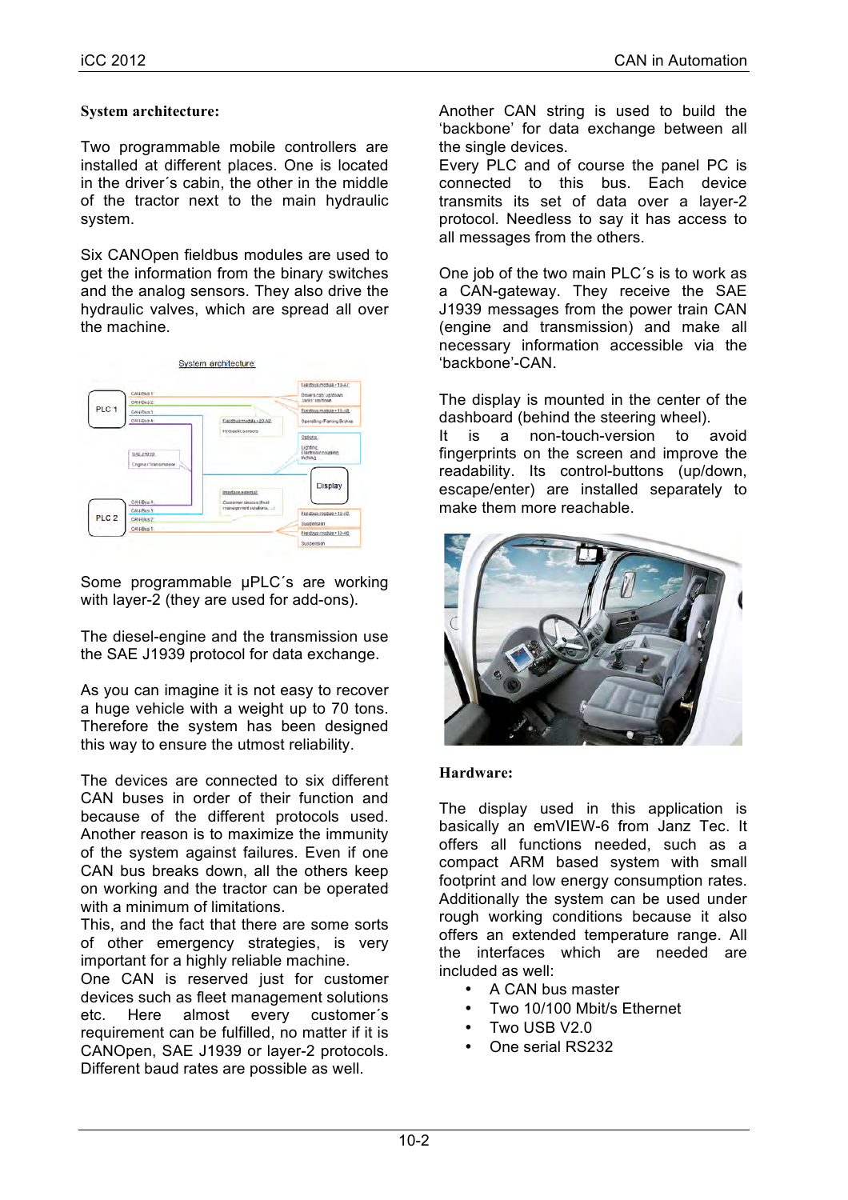**System architecture:**

Two programmable mobile controllers are installed at different places. One is located in the driver´s cabin, the other in the middle of the tractor next to the main hydraulic system.

Six CANOpen fieldbus modules are used to get the information from the binary switches and the analog sensors. They also drive the hydraulic valves, which are spread all over the machine.

Some programmable µPLC´s are working with layer-2 (they are used for add-ons).

The diesel-engine and the transmission use the SAE J1939 protocol for data exchange.

As you can imagine it is not easy to recover a huge vehicle with a weight up to 70 tons. Therefore the system has been designed this way to ensure the utmost reliability.

The devices are connected to six different CAN buses in order of their function and because of the different protocols used. Another reason is to maximize the immunity of the system against failures. Even if one CAN bus breaks down, all the others keep on working and the tractor can be operated with a minimum of limitations.
This, and the fact that there are some sorts of other emergency strategies, is very important for a highly reliable machine.
One CAN is reserved just for customer devices such as fleet management solutions etc. Here almost every customer´s requirement can be fulfilled, no matter if it is CANOpen, SAE J1939 or layer-2 protocols. Different baud rates are possible as well.

Another CAN string is used to build the 'backbone' for data exchange between all the single devices.
Every PLC and of course the panel PC is connected to this bus. Each device transmits its set of data over a layer-2 protocol. Needless to say it has access to all messages from the others.

One job of the two main PLC´s is to work as a CAN-gateway. They receive the SAE J1939 messages from the power train CAN (engine and transmission) and make all necessary information accessible via the 'backbone'-CAN.

The display is mounted in the center of the dashboard (behind the steering wheel).
It is a non-touch-version to avoid fingerprints on the screen and improve the readability. Its control-buttons (up/down, escape/enter) are installed separately to make them more reachable.

**Hardware:**

The display used in this application is basically an emVIEW-6 from Janz Tec. It offers all functions needed, such as a compact ARM based system with small footprint and low energy consumption rates. Additionally the system can be used under rough working conditions because it also offers an extended temperature range. All the interfaces which are needed are included as well:

- A CAN bus master
- Two 10/100 Mbit/s Ethernet
- Two USB V2.0
- One serial RS232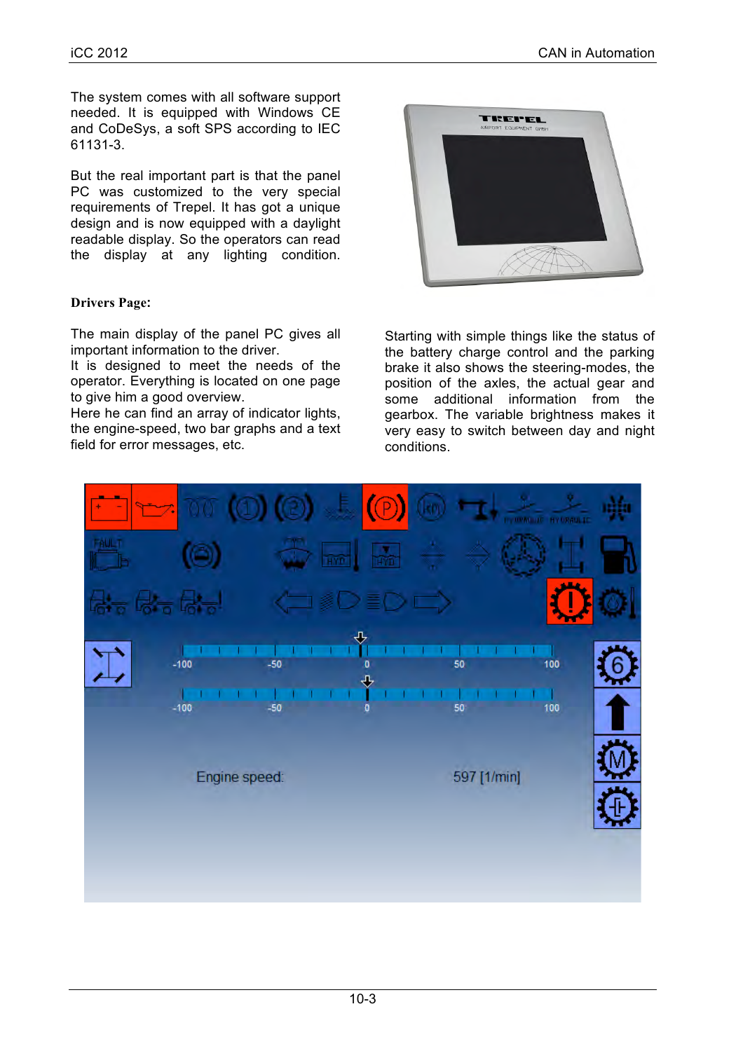The system comes with all software support needed. It is equipped with Windows CE and CoDeSys, a soft SPS according to IEC 61131-3.

But the real important part is that the panel PC was customized to the very special requirements of Trepel. It has got a unique design and is now equipped with a daylight readable display. So the operators can read the display at any lighting condition.

**Drivers Page:**

The main display of the panel PC gives all important information to the driver.
It is designed to meet the needs of the operator. Everything is located on one page to give him a good overview.
Here he can find an array of indicator lights, the engine-speed, two bar graphs and a text field for error messages, etc.

Starting with simple things like the status of the battery charge control and the parking brake it also shows the steering-modes, the position of the axles, the actual gear and some additional information from the gearbox. The variable brightness makes it very easy to switch between day and night conditions.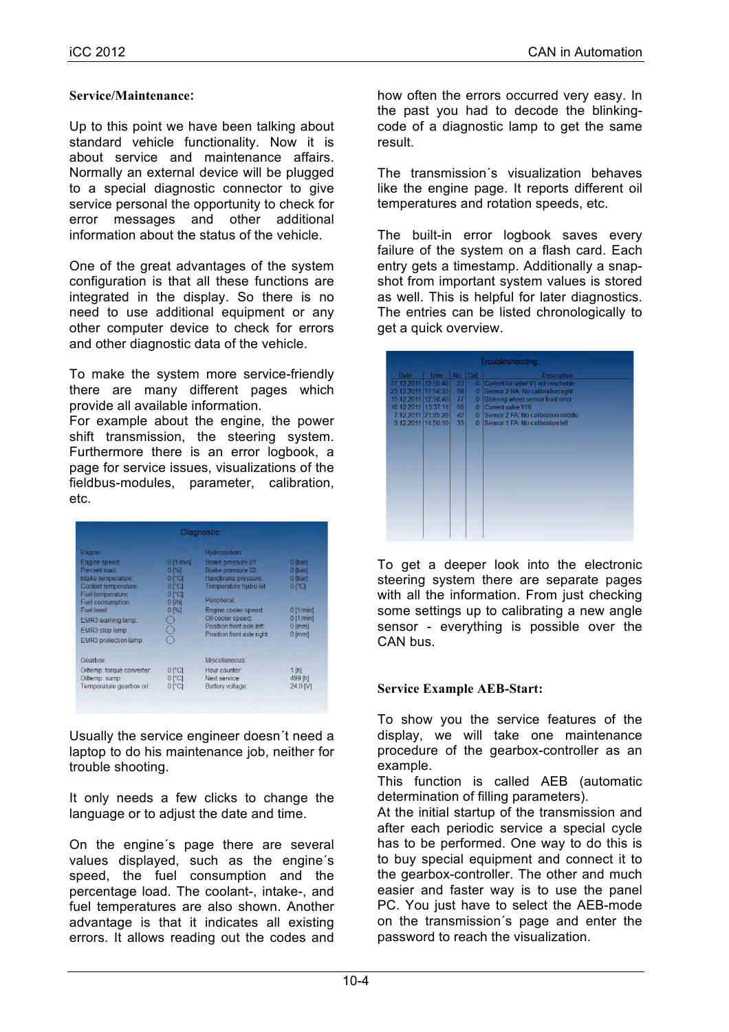**Service/Maintenance:**

Up to this point we have been talking about standard vehicle functionality. Now it is about service and maintenance affairs. Normally an external device will be plugged to a special diagnostic connector to give service personal the opportunity to check for error messages and other additional information about the status of the vehicle.

One of the great advantages of the system configuration is that all these functions are integrated in the display. So there is no need to use additional equipment or any other computer device to check for errors and other diagnostic data of the vehicle.

To make the system more service-friendly there are many different pages which provide all available information.
For example about the engine, the power shift transmission, the steering system. Furthermore there is an error logbook, a page for service issues, visualizations of the fieldbus-modules, parameter, calibration, etc.

Usually the service engineer doesn´t need a laptop to do his maintenance job, neither for trouble shooting.

It only needs a few clicks to change the language or to adjust the date and time.

On the engine´s page there are several values displayed, such as the engine´s speed, the fuel consumption and the percentage load. The coolant-, intake-, and fuel temperatures are also shown. Another advantage is that it indicates all existing errors. It allows reading out the codes and how often the errors occurred very easy. In the past you had to decode the blinking-code of a diagnostic lamp to get the same result.

The transmission´s visualization behaves like the engine page. It reports different oil temperatures and rotation speeds, etc.

The built-in error logbook saves every failure of the system on a flash card. Each entry gets a timestamp. Additionally a snap-shot from important system values is stored as well. This is helpful for later diagnostics. The entries can be listed chronologically to get a quick overview.

To get a deeper look into the electronic steering system there are separate pages with all the information. From just checking some settings up to calibrating a new angle sensor - everything is possible over the CAN bus.

**Service Example AEB-Start:**

To show you the service features of the display, we will take one maintenance procedure of the gearbox-controller as an example.
This function is called AEB (automatic determination of filling parameters).
At the initial startup of the transmission and after each periodic service a special cycle has to be performed. One way to do this is to buy special equipment and connect it to the gearbox-controller. The other and much easier and faster way is to use the panel PC. You just have to select the AEB-mode on the transmission´s page and enter the password to reach the visualization.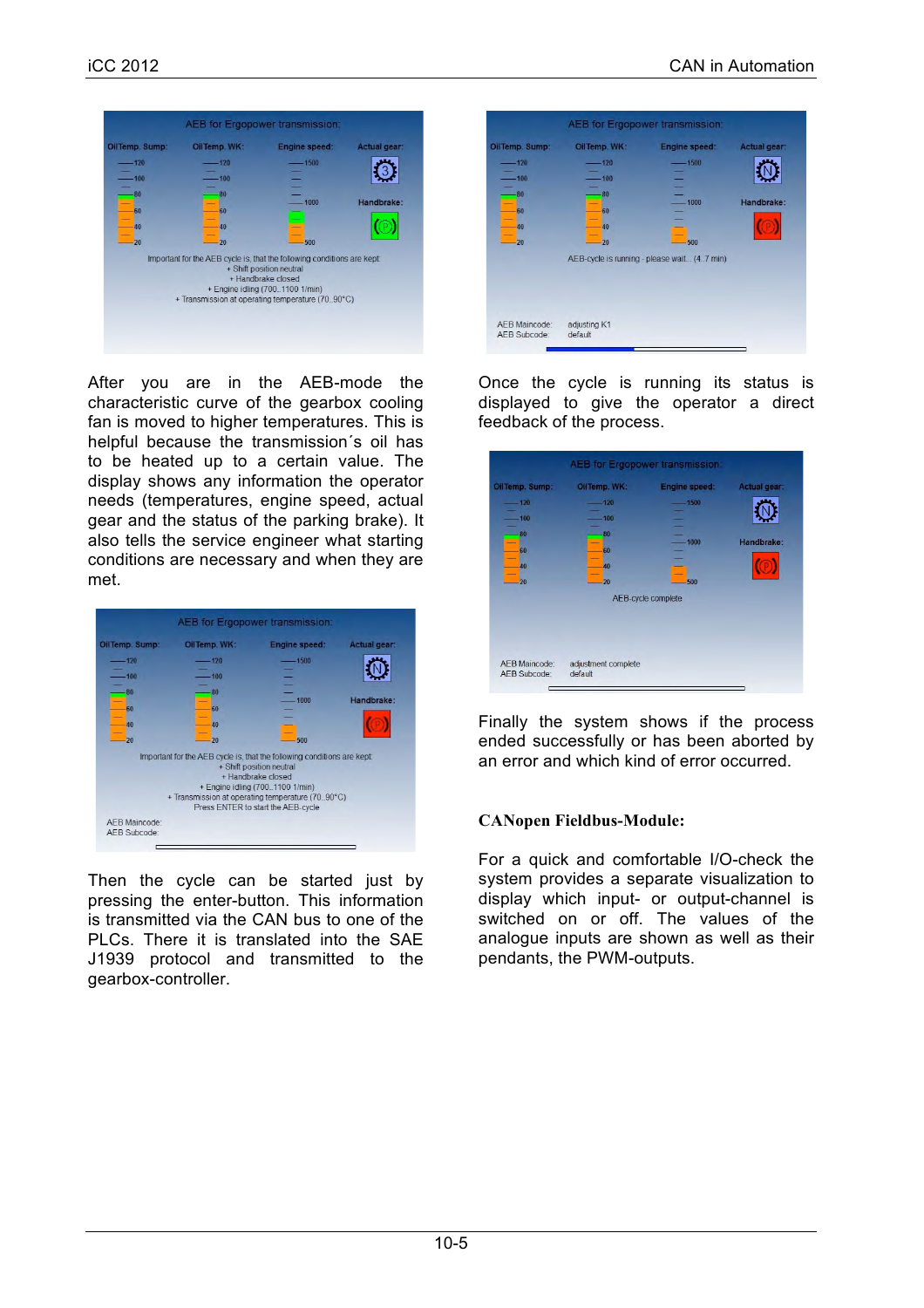After you are in the AEB-mode the characteristic curve of the gearbox cooling fan is moved to higher temperatures. This is helpful because the transmission´s oil has to be heated up to a certain value. The display shows any information the operator needs (temperatures, engine speed, actual gear and the status of the parking brake). It also tells the service engineer what starting conditions are necessary and when they are met.

Then the cycle can be started just by pressing the enter-button. This information is transmitted via the CAN bus to one of the PLCs. There it is translated into the SAE J1939 protocol and transmitted to the gearbox-controller.

Once the cycle is running its status is displayed to give the operator a direct feedback of the process.

Finally the system shows if the process ended successfully or has been aborted by an error and which kind of error occurred.

## CANopen Fieldbus-Module:

For a quick and comfortable I/O-check the system provides a separate visualization to display which input- or output-channel is switched on or off. The values of the analogue inputs are shown as well as their pendants, the PWM-outputs.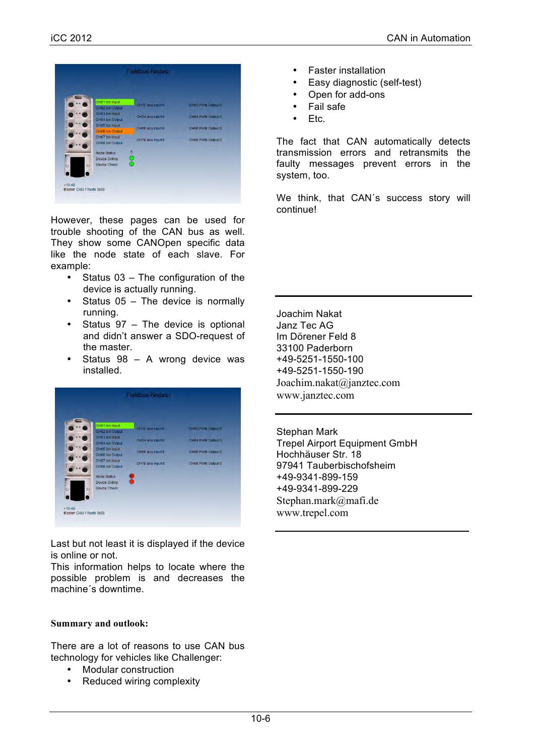However, these pages can be used for trouble shooting of the CAN bus as well. They show some CANOpen specific data like the node state of each slave. For example:

- Status 03 – The configuration of the device is actually running.
- Status 05 – The device is normally running.
- Status 97 – The device is optional and didn't answer a SDO-request of the master.
- Status 98 – A wrong device was installed.

Last but not least it is displayed if the device is online or not.
This information helps to locate where the possible problem is and decreases the machine´s downtime.

**Summary and outlook:**

There are a lot of reasons to use CAN bus technology for vehicles like Challenger:

- Modular construction
- Reduced wiring complexity
- Faster installation
- Easy diagnostic (self-test)
- Open for add-ons
- Fail safe
- Etc.

The fact that CAN automatically detects transmission errors and retransmits the faulty messages prevent errors in the system, too.

We think, that CAN´s success story will continue!

---

Joachim Nakat
Janz Tec AG
Im Dörener Feld 8
33100 Paderborn
+49-5251-1550-100
+49-5251-1550-190
Joachim.nakat@janztec.com
www.janztec.com

---

Stephan Mark
Trepel Airport Equipment GmbH
Hochhäuser Str. 18
97941 Tauberbischofsheim
+49-9341-899-159
+49-9341-899-229
Stephan.mark@mafi.de
www.trepel.com

---